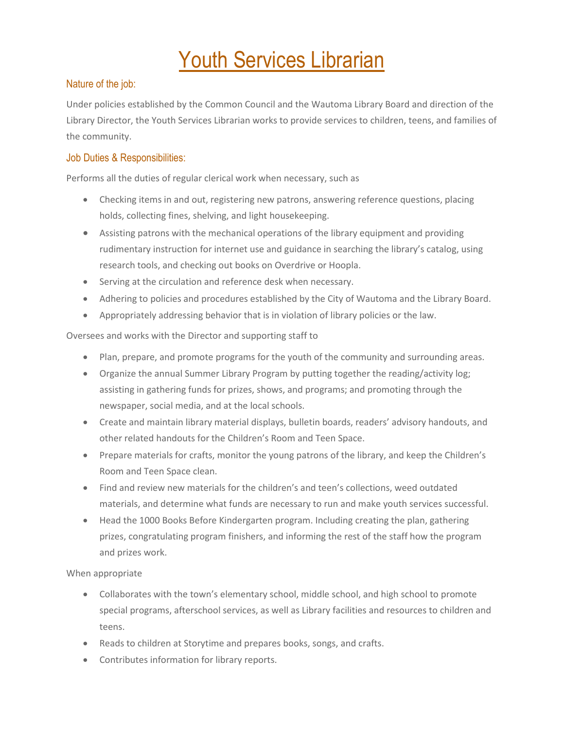# Youth Services Librarian

## Nature of the job:

Under policies established by the Common Council and the Wautoma Library Board and direction of the Library Director, the Youth Services Librarian works to provide services to children, teens, and families of the community.

## Job Duties & Responsibilities:

Performs all the duties of regular clerical work when necessary, such as

- Checking items in and out, registering new patrons, answering reference questions, placing holds, collecting fines, shelving, and light housekeeping.
- Assisting patrons with the mechanical operations of the library equipment and providing rudimentary instruction for internet use and guidance in searching the library's catalog, using research tools, and checking out books on Overdrive or Hoopla.
- Serving at the circulation and reference desk when necessary.
- Adhering to policies and procedures established by the City of Wautoma and the Library Board.
- Appropriately addressing behavior that is in violation of library policies or the law.

Oversees and works with the Director and supporting staff to

- Plan, prepare, and promote programs for the youth of the community and surrounding areas.
- Organize the annual Summer Library Program by putting together the reading/activity log; assisting in gathering funds for prizes, shows, and programs; and promoting through the newspaper, social media, and at the local schools.
- Create and maintain library material displays, bulletin boards, readers' advisory handouts, and other related handouts for the Children's Room and Teen Space.
- Prepare materials for crafts, monitor the young patrons of the library, and keep the Children's Room and Teen Space clean.
- Find and review new materials for the children's and teen's collections, weed outdated materials, and determine what funds are necessary to run and make youth services successful.
- Head the 1000 Books Before Kindergarten program. Including creating the plan, gathering prizes, congratulating program finishers, and informing the rest of the staff how the program and prizes work.

When appropriate

- Collaborates with the town's elementary school, middle school, and high school to promote special programs, afterschool services, as well as Library facilities and resources to children and teens.
- Reads to children at Storytime and prepares books, songs, and crafts.
- Contributes information for library reports.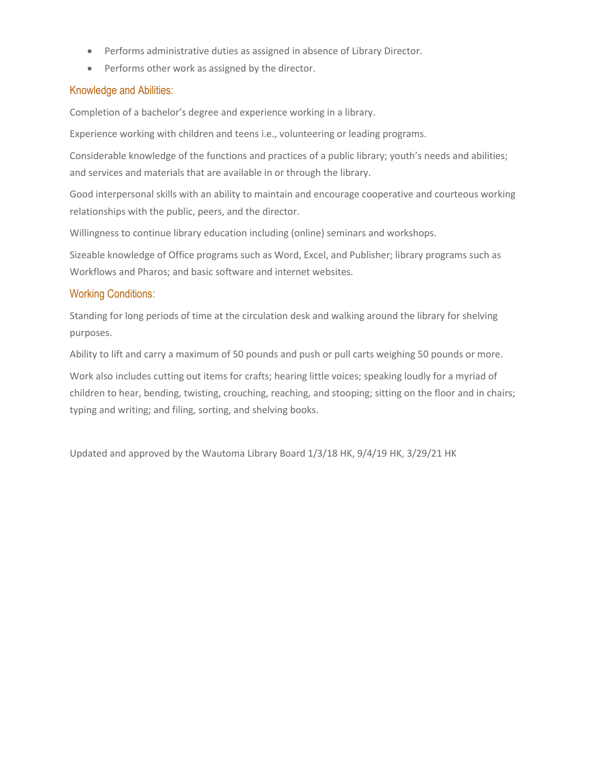- Performs administrative duties as assigned in absence of Library Director.
- Performs other work as assigned by the director.

## Knowledge and Abilities:

Completion of a bachelor's degree and experience working in a library.

Experience working with children and teens i.e., volunteering or leading programs.

Considerable knowledge of the functions and practices of a public library; youth's needs and abilities; and services and materials that are available in or through the library.

Good interpersonal skills with an ability to maintain and encourage cooperative and courteous working relationships with the public, peers, and the director.

Willingness to continue library education including (online) seminars and workshops.

Sizeable knowledge of Office programs such as Word, Excel, and Publisher; library programs such as Workflows and Pharos; and basic software and internet websites.

## Working Conditions:

Standing for long periods of time at the circulation desk and walking around the library for shelving purposes.

Ability to lift and carry a maximum of 50 pounds and push or pull carts weighing 50 pounds or more.

Work also includes cutting out items for crafts; hearing little voices; speaking loudly for a myriad of children to hear, bending, twisting, crouching, reaching, and stooping; sitting on the floor and in chairs; typing and writing; and filing, sorting, and shelving books.

Updated and approved by the Wautoma Library Board 1/3/18 HK, 9/4/19 HK, 3/29/21 HK